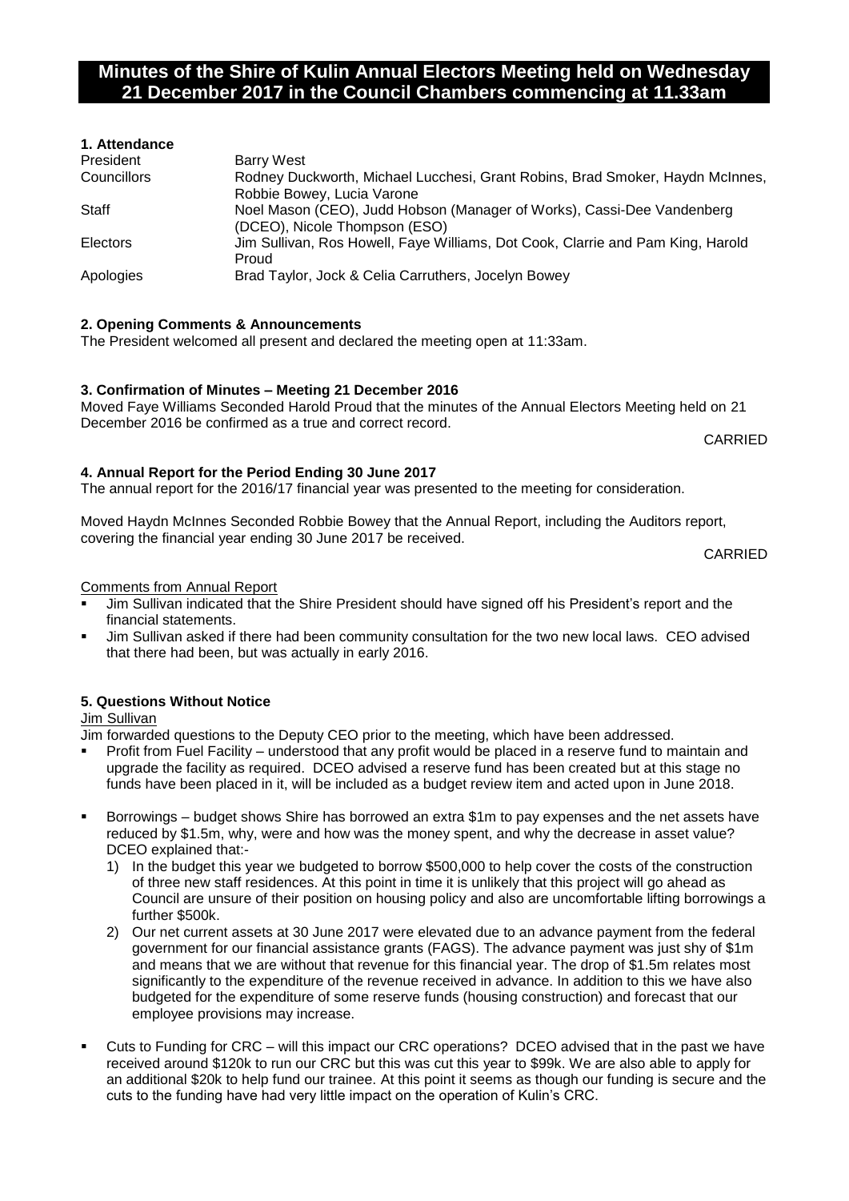# Minutes of the Shire of Kulin Annual Electors Meeting held on Wednesday 21 December 2017 in the Council Chambers commencing at 11.33am

## 1. Attendance

| | |
|---|---|
| President | Barry West |
| Councillors | Rodney Duckworth, Michael Lucchesi, Grant Robins, Brad Smoker, Haydn McInnes, Robbie Bowey, Lucia Varone |
| Staff | Noel Mason (CEO), Judd Hobson (Manager of Works), Cassi-Dee Vandenberg (DCEO), Nicole Thompson (ESO) |
| Electors | Jim Sullivan, Ros Howell, Faye Williams, Dot Cook, Clarrie and Pam King, Harold Proud |
| Apologies | Brad Taylor, Jock & Celia Carruthers, Jocelyn Bowey |

## 2. Opening Comments & Announcements

The President welcomed all present and declared the meeting open at 11:33am.

## 3. Confirmation of Minutes – Meeting 21 December 2016

Moved Faye Williams Seconded Harold Proud that the minutes of the Annual Electors Meeting held on 21 December 2016 be confirmed as a true and correct record.

CARRIED

## 4. Annual Report for the Period Ending 30 June 2017

The annual report for the 2016/17 financial year was presented to the meeting for consideration.

Moved Haydn McInnes Seconded Robbie Bowey that the Annual Report, including the Auditors report, covering the financial year ending 30 June 2017 be received.

CARRIED

Comments from Annual Report

- Jim Sullivan indicated that the Shire President should have signed off his President's report and the financial statements.
- Jim Sullivan asked if there had been community consultation for the two new local laws. CEO advised that there had been, but was actually in early 2016.

## 5. Questions Without Notice

Jim Sullivan

Jim forwarded questions to the Deputy CEO prior to the meeting, which have been addressed.

- Profit from Fuel Facility – understood that any profit would be placed in a reserve fund to maintain and upgrade the facility as required. DCEO advised a reserve fund has been created but at this stage no funds have been placed in it, will be included as a budget review item and acted upon in June 2018.
- Borrowings – budget shows Shire has borrowed an extra $1m to pay expenses and the net assets have reduced by $1.5m, why, were and how was the money spent, and why the decrease in asset value? DCEO explained that:-
  1) In the budget this year we budgeted to borrow $500,000 to help cover the costs of the construction of three new staff residences. At this point in time it is unlikely that this project will go ahead as Council are unsure of their position on housing policy and also are uncomfortable lifting borrowings a further $500k.
  2) Our net current assets at 30 June 2017 were elevated due to an advance payment from the federal government for our financial assistance grants (FAGS). The advance payment was just shy of $1m and means that we are without that revenue for this financial year. The drop of $1.5m relates most significantly to the expenditure of the revenue received in advance. In addition to this we have also budgeted for the expenditure of some reserve funds (housing construction) and forecast that our employee provisions may increase.
- Cuts to Funding for CRC – will this impact our CRC operations? DCEO advised that in the past we have received around $120k to run our CRC but this was cut this year to $99k. We are also able to apply for an additional $20k to help fund our trainee. At this point it seems as though our funding is secure and the cuts to the funding have had very little impact on the operation of Kulin's CRC.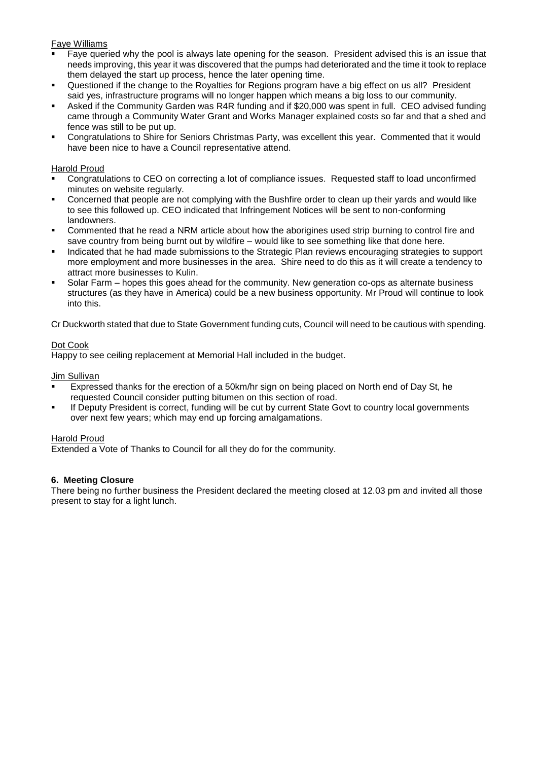Faye Williams

- Faye queried why the pool is always late opening for the season. President advised this is an issue that needs improving, this year it was discovered that the pumps had deteriorated and the time it took to replace them delayed the start up process, hence the later opening time.
- Questioned if the change to the Royalties for Regions program have a big effect on us all? President said yes, infrastructure programs will no longer happen which means a big loss to our community.
- Asked if the Community Garden was R4R funding and if $20,000 was spent in full. CEO advised funding came through a Community Water Grant and Works Manager explained costs so far and that a shed and fence was still to be put up.
- Congratulations to Shire for Seniors Christmas Party, was excellent this year. Commented that it would have been nice to have a Council representative attend.

Harold Proud

- Congratulations to CEO on correcting a lot of compliance issues. Requested staff to load unconfirmed minutes on website regularly.
- Concerned that people are not complying with the Bushfire order to clean up their yards and would like to see this followed up. CEO indicated that Infringement Notices will be sent to non-conforming landowners.
- Commented that he read a NRM article about how the aborigines used strip burning to control fire and save country from being burnt out by wildfire – would like to see something like that done here.
- Indicated that he had made submissions to the Strategic Plan reviews encouraging strategies to support more employment and more businesses in the area. Shire need to do this as it will create a tendency to attract more businesses to Kulin.
- Solar Farm – hopes this goes ahead for the community. New generation co-ops as alternate business structures (as they have in America) could be a new business opportunity. Mr Proud will continue to look into this.

Cr Duckworth stated that due to State Government funding cuts, Council will need to be cautious with spending.

Dot Cook

Happy to see ceiling replacement at Memorial Hall included in the budget.

Jim Sullivan

- Expressed thanks for the erection of a 50km/hr sign on being placed on North end of Day St, he requested Council consider putting bitumen on this section of road.
- If Deputy President is correct, funding will be cut by current State Govt to country local governments over next few years; which may end up forcing amalgamations.

Harold Proud

Extended a Vote of Thanks to Council for all they do for the community.

**6. Meeting Closure**

There being no further business the President declared the meeting closed at 12.03 pm and invited all those present to stay for a light lunch.